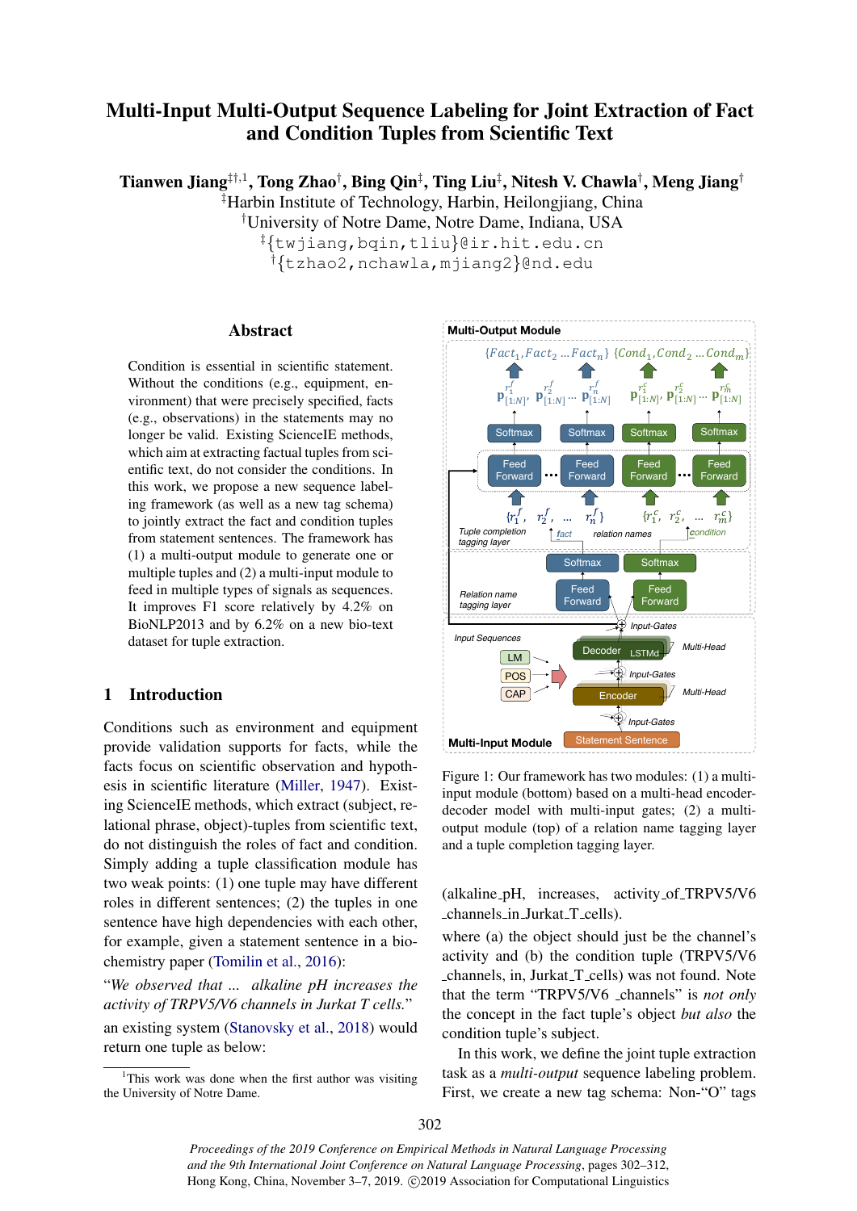# Multi-Input Multi-Output Sequence Labeling for Joint Extraction of Fact and Condition Tuples from Scientific Text

**Tianwen Jiang**[‡†,1], **Tong Zhao**[†], **Bing Qin**[‡], **Ting Liu**[‡], **Nitesh V. Chawla**[†], **Meng Jiang**[†]

[‡]Harbin Institute of Technology, Harbin, Heilongjiang, China

[†]University of Notre Dame, Notre Dame, Indiana, USA

[‡]{twjiang,bqin,tliu}@ir.hit.edu.cn

[†]{tzhao2,nchawla,mjiang2}@nd.edu

## Abstract

Condition is essential in scientific statement. Without the conditions (e.g., equipment, environment) that were precisely specified, facts (e.g., observations) in the statements may no longer be valid. Existing ScienceIE methods, which aim at extracting factual tuples from scientific text, do not consider the conditions. In this work, we propose a new sequence labeling framework (as well as a new tag schema) to jointly extract the fact and condition tuples from statement sentences. The framework has (1) a multi-output module to generate one or multiple tuples and (2) a multi-input module to feed in multiple types of signals as sequences. It improves F1 score relatively by 4.2% on BioNLP2013 and by 6.2% on a new bio-text dataset for tuple extraction.

## 1 Introduction

Conditions such as environment and equipment provide validation supports for facts, while the facts focus on scientific observation and hypothesis in scientific literature (Miller, 1947). Existing ScienceIE methods, which extract (subject, relational phrase, object)-tuples from scientific text, do not distinguish the roles of fact and condition. Simply adding a tuple classification module has two weak points: (1) one tuple may have different roles in different sentences; (2) the tuples in one sentence have high dependencies with each other, for example, given a statement sentence in a biochemistry paper (Tomilin et al., 2016):

"*We observed that ... alkaline pH increases the activity of TRPV5/V6 channels in Jurkat T cells.*"

an existing system (Stanovsky et al., 2018) would return one tuple as below:

(alkaline_pH, increases, activity_of_TRPV5/V6_channels_in_Jurkat_T_cells).

where (a) the object should just be the channel's activity and (b) the condition tuple (TRPV5/V6_channels, in, Jurkat_T_cells) was not found. Note that the term "TRPV5/V6_channels" is *not only* the concept in the fact tuple's object *but also* the condition tuple's subject.

In this work, we define the joint tuple extraction task as a *multi-output* sequence labeling problem. First, we create a new tag schema: Non-"O" tags

Figure 1: Our framework has two modules: (1) a multi-input module (bottom) based on a multi-head encoder-decoder model with multi-input gates; (2) a multi-output module (top) of a relation name tagging layer and a tuple completion tagging layer.

[1]This work was done when the first author was visiting the University of Notre Dame.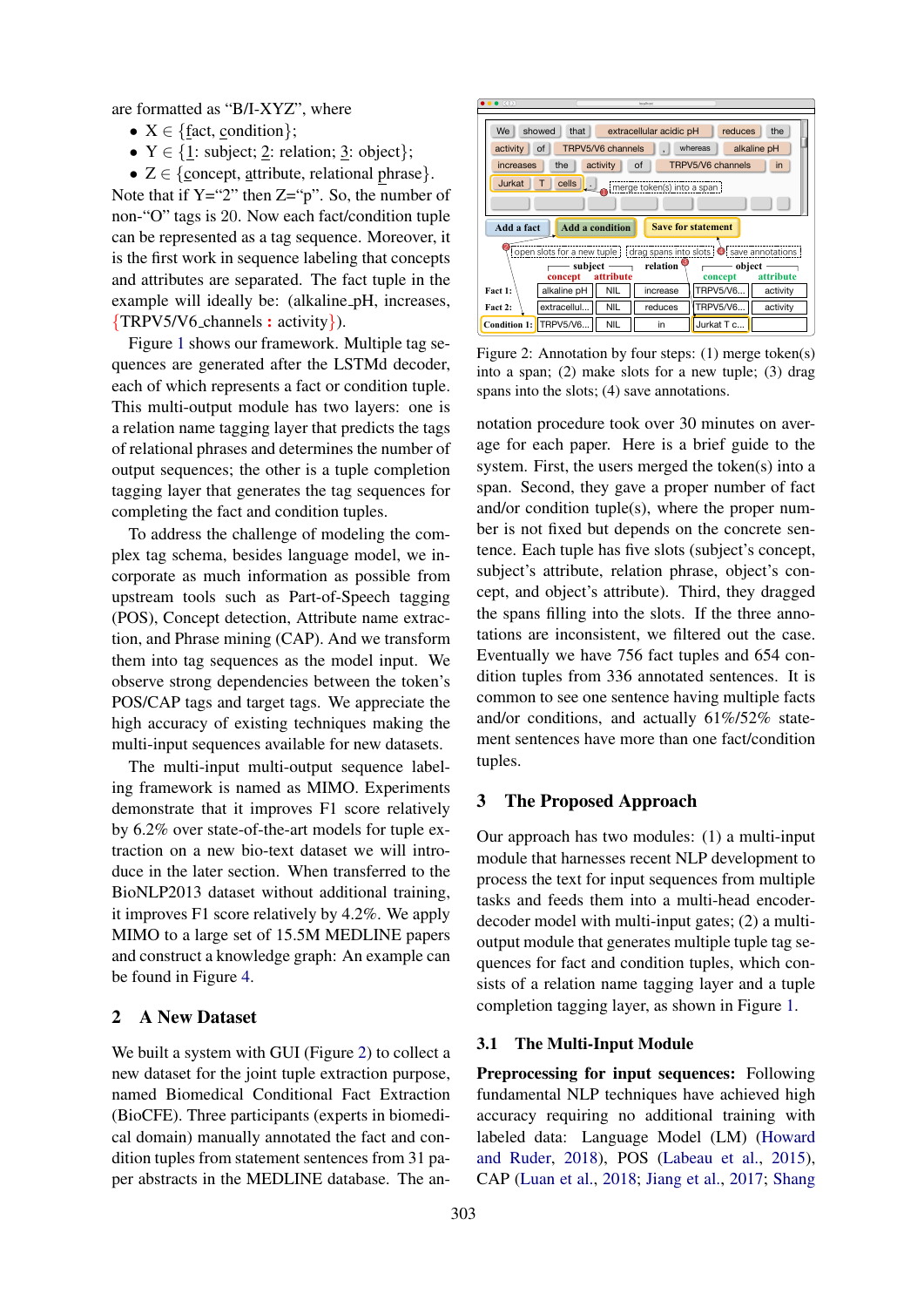are formatted as "B/I-XYZ", where

- X ∈ {fact, condition};
- Y ∈ {1: subject; 2: relation; 3: object};
- Z ∈ {concept, attribute, relational phrase}.

Note that if Y="2" then Z="p". So, the number of non-"O" tags is 20. Now each fact/condition tuple can be represented as a tag sequence. Moreover, it is the first work in sequence labeling that concepts and attributes are separated. The fact tuple in the example will ideally be: (alkaline_pH, increases, {TRPV5/V6_channels : activity}).

Figure 1 shows our framework. Multiple tag sequences are generated after the LSTMd decoder, each of which represents a fact or condition tuple. This multi-output module has two layers: one is a relation name tagging layer that predicts the tags of relational phrases and determines the number of output sequences; the other is a tuple completion tagging layer that generates the tag sequences for completing the fact and condition tuples.

To address the challenge of modeling the complex tag schema, besides language model, we incorporate as much information as possible from upstream tools such as Part-of-Speech tagging (POS), Concept detection, Attribute name extraction, and Phrase mining (CAP). And we transform them into tag sequences as the model input. We observe strong dependencies between the token's POS/CAP tags and target tags. We appreciate the high accuracy of existing techniques making the multi-input sequences available for new datasets.

The multi-input multi-output sequence labeling framework is named as MIMO. Experiments demonstrate that it improves F1 score relatively by 6.2% over state-of-the-art models for tuple extraction on a new bio-text dataset we will introduce in the later section. When transferred to the BioNLP2013 dataset without additional training, it improves F1 score relatively by 4.2%. We apply MIMO to a large set of 15.5M MEDLINE papers and construct a knowledge graph: An example can be found in Figure 4.

## 2 A New Dataset

We built a system with GUI (Figure 2) to collect a new dataset for the joint tuple extraction purpose, named Biomedical Conditional Fact Extraction (BioCFE). Three participants (experts in biomedical domain) manually annotated the fact and condition tuples from statement sentences from 31 paper abstracts in the MEDLINE database. The annotation procedure took over 30 minutes on average for each paper. Here is a brief guide to the system. First, the users merged the token(s) into a span. Second, they gave a proper number of fact and/or condition tuple(s), where the proper number is not fixed but depends on the concrete sentence. Each tuple has five slots (subject's concept, subject's attribute, relation phrase, object's concept, and object's attribute). Third, they dragged the spans filling into the slots. If the three annotations are inconsistent, we filtered out the case. Eventually we have 756 fact tuples and 654 condition tuples from 336 annotated sentences. It is common to see one sentence having multiple facts and/or conditions, and actually 61%/52% statement sentences have more than one fact/condition tuples.

Figure 2: Annotation by four steps: (1) merge token(s) into a span; (2) make slots for a new tuple; (3) drag spans into the slots; (4) save annotations.

## 3 The Proposed Approach

Our approach has two modules: (1) a multi-input module that harnesses recent NLP development to process the text for input sequences from multiple tasks and feeds them into a multi-head encoder-decoder model with multi-input gates; (2) a multi-output module that generates multiple tuple tag sequences for fact and condition tuples, which consists of a relation name tagging layer and a tuple completion tagging layer, as shown in Figure 1.

### 3.1 The Multi-Input Module

**Preprocessing for input sequences:** Following fundamental NLP techniques have achieved high accuracy requiring no additional training with labeled data: Language Model (LM) (Howard and Ruder, 2018), POS (Labeau et al., 2015), CAP (Luan et al., 2018; Jiang et al., 2017; Shang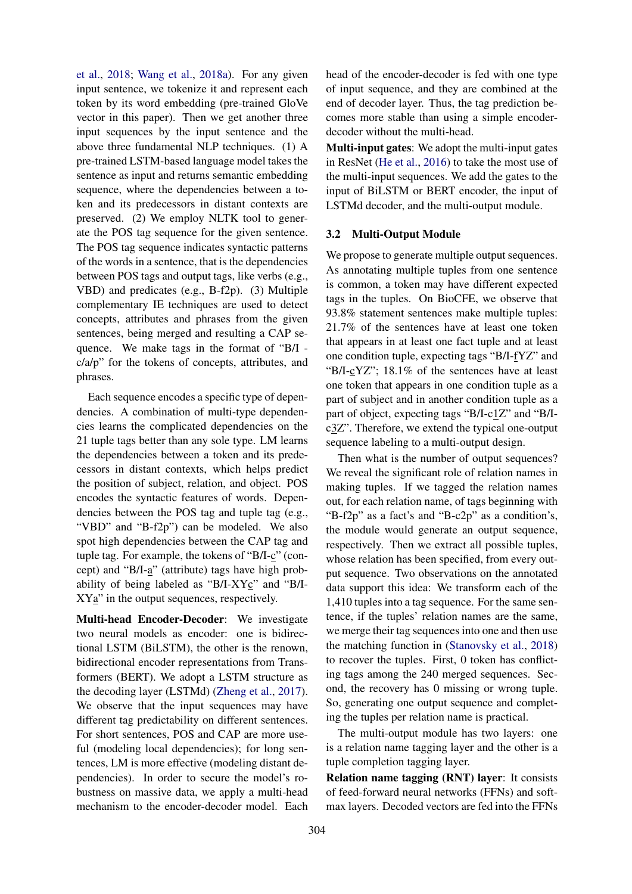et al., 2018; Wang et al., 2018a). For any given input sentence, we tokenize it and represent each token by its word embedding (pre-trained GloVe vector in this paper). Then we get another three input sequences by the input sentence and the above three fundamental NLP techniques. (1) A pre-trained LSTM-based language model takes the sentence as input and returns semantic embedding sequence, where the dependencies between a token and its predecessors in distant contexts are preserved. (2) We employ NLTK tool to generate the POS tag sequence for the given sentence. The POS tag sequence indicates syntactic patterns of the words in a sentence, that is the dependencies between POS tags and output tags, like verbs (e.g., VBD) and predicates (e.g., B-f2p). (3) Multiple complementary IE techniques are used to detect concepts, attributes and phrases from the given sentences, being merged and resulting a CAP sequence. We make tags in the format of "B/I - c/a/p" for the tokens of concepts, attributes, and phrases.

Each sequence encodes a specific type of dependencies. A combination of multi-type dependencies learns the complicated dependencies on the 21 tuple tags better than any sole type. LM learns the dependencies between a token and its predecessors in distant contexts, which helps predict the position of subject, relation, and object. POS encodes the syntactic features of words. Dependencies between the POS tag and tuple tag (e.g., "VBD" and "B-f2p") can be modeled. We also spot high dependencies between the CAP tag and tuple tag. For example, the tokens of "B/I-c" (concept) and "B/I-a" (attribute) tags have high probability of being labeled as "B/I-XYc" and "B/I-XYa" in the output sequences, respectively.

**Multi-head Encoder-Decoder**: We investigate two neural models as encoder: one is bidirectional LSTM (BiLSTM), the other is the renown, bidirectional encoder representations from Transformers (BERT). We adopt a LSTM structure as the decoding layer (LSTMd) (Zheng et al., 2017). We observe that the input sequences may have different tag predictability on different sentences. For short sentences, POS and CAP are more useful (modeling local dependencies); for long sentences, LM is more effective (modeling distant dependencies). In order to secure the model's robustness on massive data, we apply a multi-head mechanism to the encoder-decoder model. Each head of the encoder-decoder is fed with one type of input sequence, and they are combined at the end of decoder layer. Thus, the tag prediction becomes more stable than using a simple encoder-decoder without the multi-head.

**Multi-input gates**: We adopt the multi-input gates in ResNet (He et al., 2016) to take the most use of the multi-input sequences. We add the gates to the input of BiLSTM or BERT encoder, the input of LSTMd decoder, and the multi-output module.

### 3.2 Multi-Output Module

We propose to generate multiple output sequences. As annotating multiple tuples from one sentence is common, a token may have different expected tags in the tuples. On BioCFE, we observe that 93.8% statement sentences make multiple tuples: 21.7% of the sentences have at least one token that appears in at least one fact tuple and at least one condition tuple, expecting tags "B/I-fYZ" and "B/I-cYZ"; 18.1% of the sentences have at least one token that appears in one condition tuple as a part of subject and in another condition tuple as a part of object, expecting tags "B/I-c1Z" and "B/I-c3Z". Therefore, we extend the typical one-output sequence labeling to a multi-output design.

Then what is the number of output sequences? We reveal the significant role of relation names in making tuples. If we tagged the relation names out, for each relation name, of tags beginning with "B-f2p" as a fact's and "B-c2p" as a condition's, the module would generate an output sequence, respectively. Then we extract all possible tuples, whose relation has been specified, from every output sequence. Two observations on the annotated data support this idea: We transform each of the 1,410 tuples into a tag sequence. For the same sentence, if the tuples' relation names are the same, we merge their tag sequences into one and then use the matching function in (Stanovsky et al., 2018) to recover the tuples. First, 0 token has conflicting tags among the 240 merged sequences. Second, the recovery has 0 missing or wrong tuple. So, generating one output sequence and completing the tuples per relation name is practical.

The multi-output module has two layers: one is a relation name tagging layer and the other is a tuple completion tagging layer.

**Relation name tagging (RNT) layer**: It consists of feed-forward neural networks (FFNs) and softmax layers. Decoded vectors are fed into the FFNs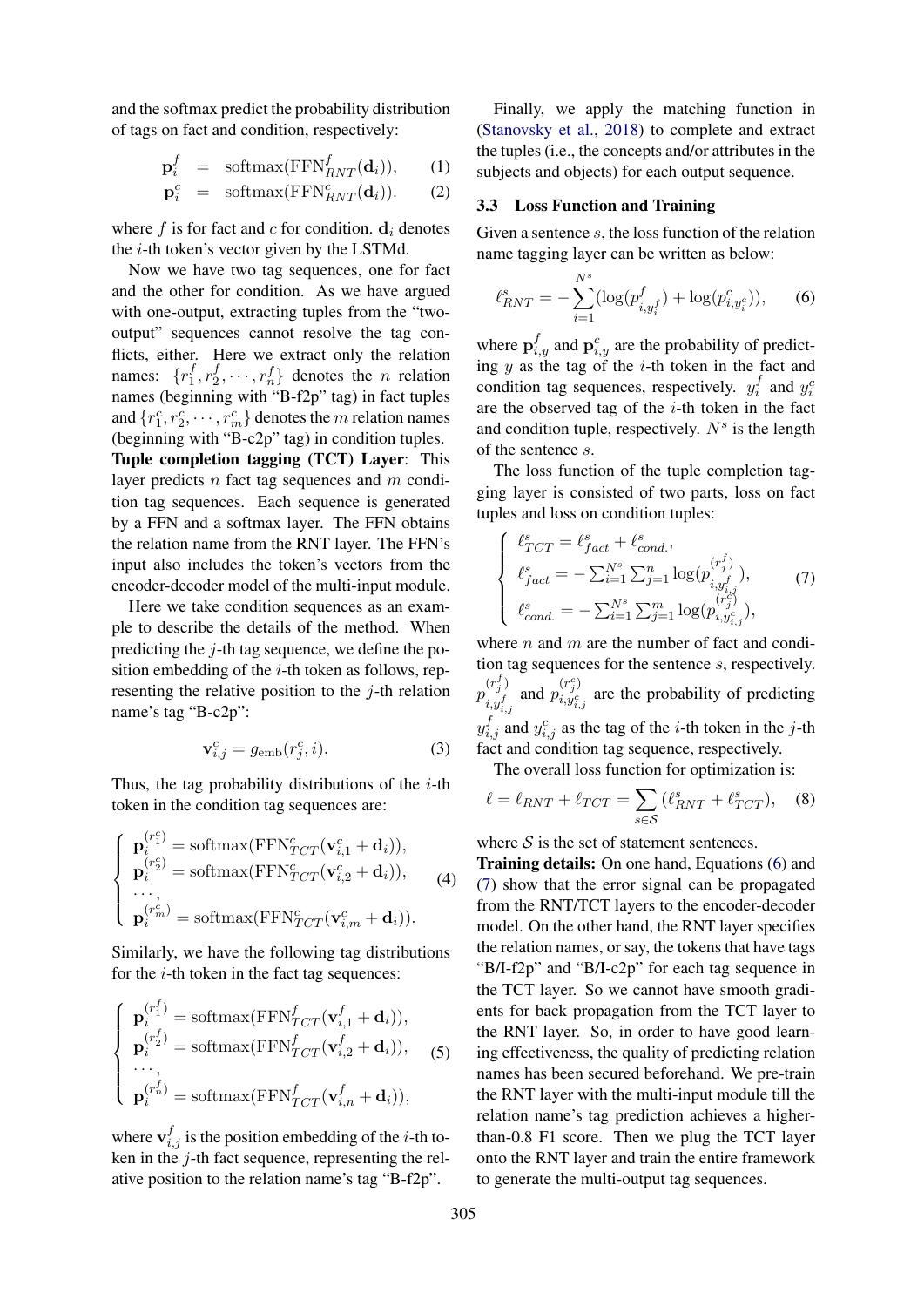and the softmax predict the probability distribution of tags on fact and condition, respectively:

$$\mathbf{p}_i^f = \text{softmax}(\text{FFN}_{RNT}^f(\mathbf{d}_i)), \quad (1)$$

$$\mathbf{p}_i^c = \text{softmax}(\text{FFN}_{RNT}^c(\mathbf{d}_i)). \quad (2)$$

where $f$ is for fact and $c$ for condition. $\mathbf{d}_i$ denotes the $i$-th token's vector given by the LSTMd.

Now we have two tag sequences, one for fact and the other for condition. As we have argued with one-output, extracting tuples from the "two-output" sequences cannot resolve the tag conflicts, either. Here we extract only the relation names: $\{r_1^f, r_2^f, \cdots, r_n^f\}$ denotes the $n$ relation names (beginning with "B-f2p" tag) in fact tuples and $\{r_1^c, r_2^c, \cdots, r_m^c\}$ denotes the $m$ relation names (beginning with "B-c2p" tag) in condition tuples.

**Tuple completion tagging (TCT) Layer**: This layer predicts $n$ fact tag sequences and $m$ condition tag sequences. Each sequence is generated by a FFN and a softmax layer. The FFN obtains the relation name from the RNT layer. The FFN's input also includes the token's vectors from the encoder-decoder model of the multi-input module.

Here we take condition sequences as an example to describe the details of the method. When predicting the $j$-th tag sequence, we define the position embedding of the $i$-th token as follows, representing the relative position to the $j$-th relation name's tag "B-c2p":

$$\mathbf{v}_{i,j}^c = g_{\text{emb}}(r_j^c, i). \quad (3)$$

Thus, the tag probability distributions of the $i$-th token in the condition tag sequences are:

$$\begin{cases} \mathbf{p}_i^{(r_1^c)} = \text{softmax}(\text{FFN}_{TCT}^c(\mathbf{v}_{i,1}^c + \mathbf{d}_i)), \\ \mathbf{p}_i^{(r_2^c)} = \text{softmax}(\text{FFN}_{TCT}^c(\mathbf{v}_{i,2}^c + \mathbf{d}_i)), \\ \cdots, \\ \mathbf{p}_i^{(r_m^c)} = \text{softmax}(\text{FFN}_{TCT}^c(\mathbf{v}_{i,m}^c + \mathbf{d}_i)). \end{cases} \quad (4)$$

Similarly, we have the following tag distributions for the $i$-th token in the fact tag sequences:

$$\begin{cases} \mathbf{p}_i^{(r_1^f)} = \text{softmax}(\text{FFN}_{TCT}^f(\mathbf{v}_{i,1}^f + \mathbf{d}_i)), \\ \mathbf{p}_i^{(r_2^f)} = \text{softmax}(\text{FFN}_{TCT}^f(\mathbf{v}_{i,2}^f + \mathbf{d}_i)), \\ \cdots, \\ \mathbf{p}_i^{(r_n^f)} = \text{softmax}(\text{FFN}_{TCT}^f(\mathbf{v}_{i,n}^f + \mathbf{d}_i)), \end{cases} \quad (5)$$

where $\mathbf{v}_{i,j}^f$ is the position embedding of the $i$-th token in the $j$-th fact sequence, representing the relative position to the relation name's tag "B-f2p".

Finally, we apply the matching function in (Stanovsky et al., 2018) to complete and extract the tuples (i.e., the concepts and/or attributes in the subjects and objects) for each output sequence.

### 3.3 Loss Function and Training

Given a sentence $s$, the loss function of the relation name tagging layer can be written as below:

$$\ell_{RNT}^s = -\sum_{i=1}^{N^s} (\log(p_{i,y_i^f}^f) + \log(p_{i,y_i^c}^c)), \quad (6)$$

where $\mathbf{p}_{i,y}^f$ and $\mathbf{p}_{i,y}^c$ are the probability of predicting $y$ as the tag of the $i$-th token in the fact and condition tag sequences, respectively. $y_i^f$ and $y_i^c$ are the observed tag of the $i$-th token in the fact and condition tuple, respectively. $N^s$ is the length of the sentence $s$.

The loss function of the tuple completion tagging layer is consisted of two parts, loss on fact tuples and loss on condition tuples:

$$\begin{cases} \ell_{TCT}^s = \ell_{fact}^s + \ell_{cond.}^s, \\ \ell_{fact}^s = -\sum_{i=1}^{N^s} \sum_{j=1}^{n} \log(p_{i,y_{i,j}^f}^{(r_j^f)}), \\ \ell_{cond.}^s = -\sum_{i=1}^{N^s} \sum_{j=1}^{m} \log(p_{i,y_{i,j}^c}^{(r_j^c)}), \end{cases} \quad (7)$$

where $n$ and $m$ are the number of fact and condition tag sequences for the sentence $s$, respectively. $p_{i,y_{i,j}^f}^{(r_j^f)}$ and $p_{i,y_{i,j}^c}^{(r_j^c)}$ are the probability of predicting $y_{i,j}^f$ and $y_{i,j}^c$ as the tag of the $i$-th token in the $j$-th fact and condition tag sequence, respectively.

The overall loss function for optimization is:

$$\ell = \ell_{RNT} + \ell_{TCT} = \sum_{s \in \mathcal{S}} (\ell_{RNT}^s + \ell_{TCT}^s), \quad (8)$$

where $\mathcal{S}$ is the set of statement sentences.

**Training details:** On one hand, Equations (6) and (7) show that the error signal can be propagated from the RNT/TCT layers to the encoder-decoder model. On the other hand, the RNT layer specifies the relation names, or say, the tokens that have tags "B/I-f2p" and "B/I-c2p" for each tag sequence in the TCT layer. So we cannot have smooth gradients for back propagation from the TCT layer to the RNT layer. So, in order to have good learning effectiveness, the quality of predicting relation names has been secured beforehand. We pre-train the RNT layer with the multi-input module till the relation name's tag prediction achieves a higher-than-0.8 F1 score. Then we plug the TCT layer onto the RNT layer and train the entire framework to generate the multi-output tag sequences.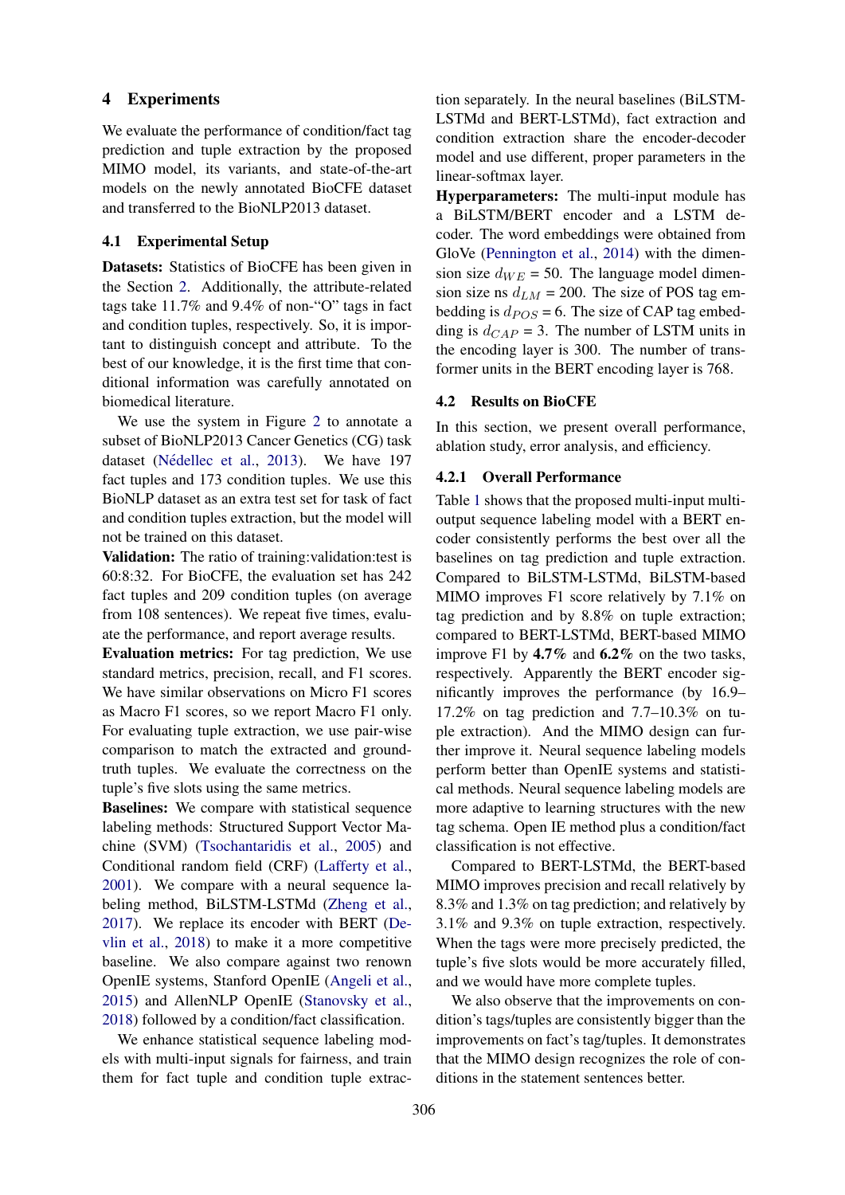# 4 Experiments

We evaluate the performance of condition/fact tag prediction and tuple extraction by the proposed MIMO model, its variants, and state-of-the-art models on the newly annotated BioCFE dataset and transferred to the BioNLP2013 dataset.

## 4.1 Experimental Setup

**Datasets:** Statistics of BioCFE has been given in the Section 2. Additionally, the attribute-related tags take 11.7% and 9.4% of non-“O” tags in fact and condition tuples, respectively. So, it is important to distinguish concept and attribute. To the best of our knowledge, it is the first time that conditional information was carefully annotated on biomedical literature.

We use the system in Figure 2 to annotate a subset of BioNLP2013 Cancer Genetics (CG) task dataset (Nédellec et al., 2013). We have 197 fact tuples and 173 condition tuples. We use this BioNLP dataset as an extra test set for task of fact and condition tuples extraction, but the model will not be trained on this dataset.

**Validation:** The ratio of training:validation:test is 60:8:32. For BioCFE, the evaluation set has 242 fact tuples and 209 condition tuples (on average from 108 sentences). We repeat five times, evaluate the performance, and report average results.

**Evaluation metrics:** For tag prediction, We use standard metrics, precision, recall, and F1 scores. We have similar observations on Micro F1 scores as Macro F1 scores, so we report Macro F1 only. For evaluating tuple extraction, we use pair-wise comparison to match the extracted and ground-truth tuples. We evaluate the correctness on the tuple's five slots using the same metrics.

**Baselines:** We compare with statistical sequence labeling methods: Structured Support Vector Machine (SVM) (Tsochantaridis et al., 2005) and Conditional random field (CRF) (Lafferty et al., 2001). We compare with a neural sequence labeling method, BiLSTM-LSTMd (Zheng et al., 2017). We replace its encoder with BERT (Devlin et al., 2018) to make it a more competitive baseline. We also compare against two renown OpenIE systems, Stanford OpenIE (Angeli et al., 2015) and AllenNLP OpenIE (Stanovsky et al., 2018) followed by a condition/fact classification.

We enhance statistical sequence labeling models with multi-input signals for fairness, and train them for fact tuple and condition tuple extraction separately. In the neural baselines (BiLSTM-LSTMd and BERT-LSTMd), fact extraction and condition extraction share the encoder-decoder model and use different, proper parameters in the linear-softmax layer.

**Hyperparameters:** The multi-input module has a BiLSTM/BERT encoder and a LSTM decoder. The word embeddings were obtained from GloVe (Pennington et al., 2014) with the dimension size $d_{WE}$ = 50. The language model dimension size ns $d_{LM}$ = 200. The size of POS tag embedding is $d_{POS}$ = 6. The size of CAP tag embedding is $d_{CAP}$ = 3. The number of LSTM units in the encoding layer is 300. The number of transformer units in the BERT encoding layer is 768.

## 4.2 Results on BioCFE

In this section, we present overall performance, ablation study, error analysis, and efficiency.

### 4.2.1 Overall Performance

Table 1 shows that the proposed multi-input multi-output sequence labeling model with a BERT encoder consistently performs the best over all the baselines on tag prediction and tuple extraction. Compared to BiLSTM-LSTMd, BiLSTM-based MIMO improves F1 score relatively by 7.1% on tag prediction and by 8.8% on tuple extraction; compared to BERT-LSTMd, BERT-based MIMO improve F1 by **4.7%** and **6.2%** on the two tasks, respectively. Apparently the BERT encoder significantly improves the performance (by 16.9–17.2% on tag prediction and 7.7–10.3% on tuple extraction). And the MIMO design can further improve it. Neural sequence labeling models perform better than OpenIE systems and statistical methods. Neural sequence labeling models are more adaptive to learning structures with the new tag schema. Open IE method plus a condition/fact classification is not effective.

Compared to BERT-LSTMd, the BERT-based MIMO improves precision and recall relatively by 8.3% and 1.3% on tag prediction; and relatively by 3.1% and 9.3% on tuple extraction, respectively. When the tags were more precisely predicted, the tuple's five slots would be more accurately filled, and we would have more complete tuples.

We also observe that the improvements on condition's tags/tuples are consistently bigger than the improvements on fact's tag/tuples. It demonstrates that the MIMO design recognizes the role of conditions in the statement sentences better.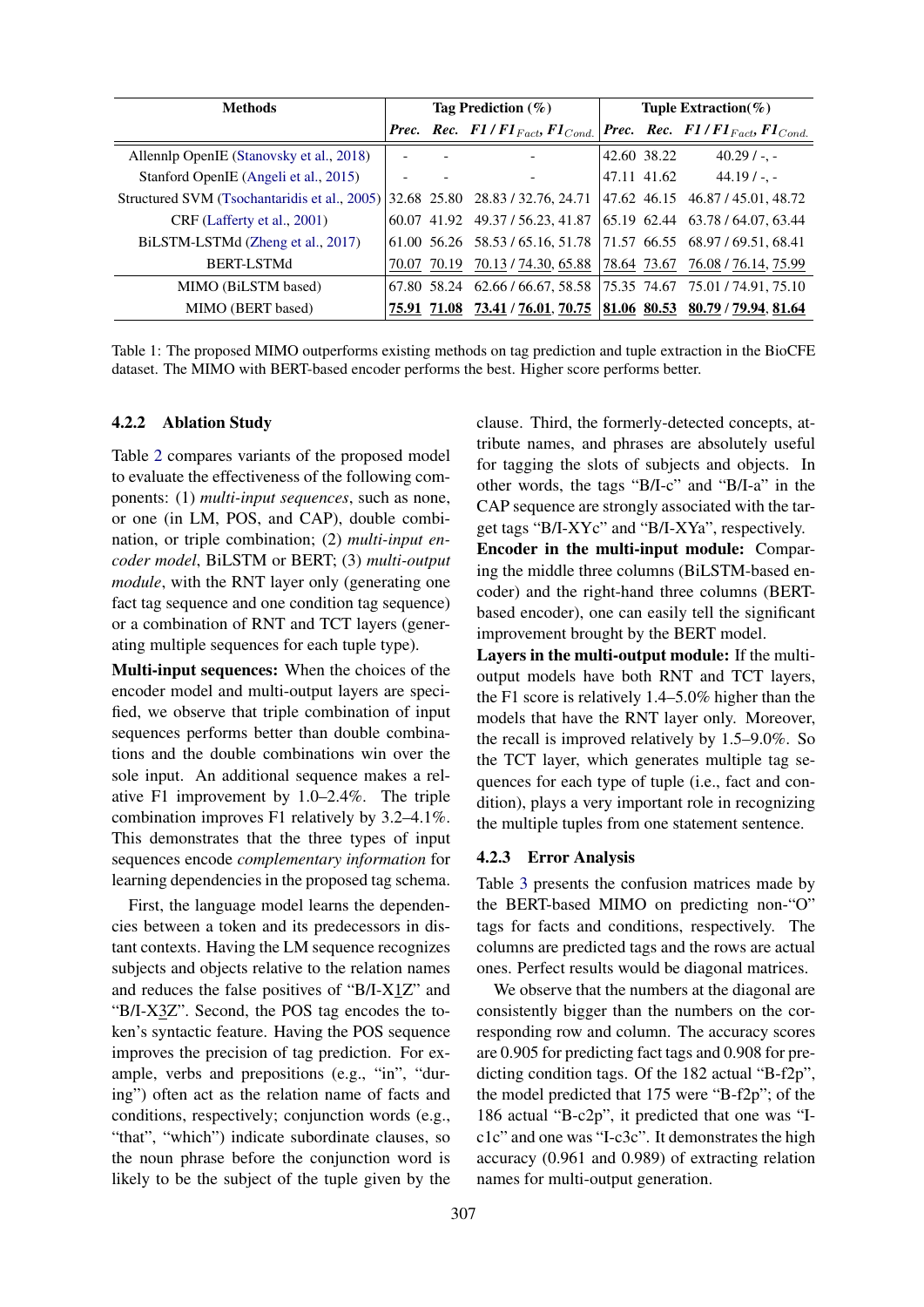| Methods | Tag Prediction (%) | | | Tuple Extraction(%) | | |
|---|---|---|---|---|---|---|
| | ***Prec.*** | ***Rec.*** | ***F1 / F1$_{Fact}$, F1$_{Cond.}$*** | ***Prec.*** | ***Rec.*** | ***F1 / F1$_{Fact}$, F1$_{Cond.}$*** |
| Allennlp OpenIE (Stanovsky et al., 2018) | - | - | - | 42.60 | 38.22 | 40.29 / -, - |
| Stanford OpenIE (Angeli et al., 2015) | - | - | - | 47.11 | 41.62 | 44.19 / -, - |
| Structured SVM (Tsochantaridis et al., 2005) | 32.68 | 25.80 | 28.83 / 32.76, 24.71 | 47.62 | 46.15 | 46.87 / 45.01, 48.72 |
| CRF (Lafferty et al., 2001) | 60.07 | 41.92 | 49.37 / 56.23, 41.87 | 65.19 | 62.44 | 63.78 / 64.07, 63.44 |
| BiLSTM-LSTMd (Zheng et al., 2017) | 61.00 | 56.26 | 58.53 / 65.16, 51.78 | 71.57 | 66.55 | 68.97 / 69.51, 68.41 |
| BERT-LSTMd | 70.07 | 70.19 | 70.13 / 74.30, 65.88 | 78.64 | 73.67 | 76.08 / 76.14, 75.99 |
| MIMO (BiLSTM based) | 67.80 | 58.24 | 62.66 / 66.67, 58.58 | 75.35 | 74.67 | 75.01 / 74.91, 75.10 |
| MIMO (BERT based) | **75.91** | **71.08** | **73.41** / **76.01**, **70.75** | **81.06** | **80.53** | **80.79** / **79.94**, **81.64** |

Table 1: The proposed MIMO outperforms existing methods on tag prediction and tuple extraction in the BioCFE dataset. The MIMO with BERT-based encoder performs the best. Higher score performs better.

### 4.2.2 Ablation Study

Table 2 compares variants of the proposed model to evaluate the effectiveness of the following components: (1) *multi-input sequences*, such as none, or one (in LM, POS, and CAP), double combination, or triple combination; (2) *multi-input encoder model*, BiLSTM or BERT; (3) *multi-output module*, with the RNT layer only (generating one fact tag sequence and one condition tag sequence) or a combination of RNT and TCT layers (generating multiple sequences for each tuple type).

**Multi-input sequences:** When the choices of the encoder model and multi-output layers are specified, we observe that triple combination of input sequences performs better than double combinations and the double combinations win over the sole input. An additional sequence makes a relative F1 improvement by 1.0–2.4%. The triple combination improves F1 relatively by 3.2–4.1%. This demonstrates that the three types of input sequences encode *complementary information* for learning dependencies in the proposed tag schema.

First, the language model learns the dependencies between a token and its predecessors in distant contexts. Having the LM sequence recognizes subjects and objects relative to the relation names and reduces the false positives of "B/I-X1Z" and "B/I-X3Z". Second, the POS tag encodes the token's syntactic feature. Having the POS sequence improves the precision of tag prediction. For example, verbs and prepositions (e.g., "in", "during") often act as the relation name of facts and conditions, respectively; conjunction words (e.g., "that", "which") indicate subordinate clauses, so the noun phrase before the conjunction word is likely to be the subject of the tuple given by the clause. Third, the formerly-detected concepts, attribute names, and phrases are absolutely useful for tagging the slots of subjects and objects. In other words, the tags "B/I-c" and "B/I-a" in the CAP sequence are strongly associated with the target tags "B/I-XYc" and "B/I-XYa", respectively.

**Encoder in the multi-input module:** Comparing the middle three columns (BiLSTM-based encoder) and the right-hand three columns (BERT-based encoder), one can easily tell the significant improvement brought by the BERT model.

**Layers in the multi-output module:** If the multi-output models have both RNT and TCT layers, the F1 score is relatively 1.4–5.0% higher than the models that have the RNT layer only. Moreover, the recall is improved relatively by 1.5–9.0%. So the TCT layer, which generates multiple tag sequences for each type of tuple (i.e., fact and condition), plays a very important role in recognizing the multiple tuples from one statement sentence.

### 4.2.3 Error Analysis

Table 3 presents the confusion matrices made by the BERT-based MIMO on predicting non-"O" tags for facts and conditions, respectively. The columns are predicted tags and the rows are actual ones. Perfect results would be diagonal matrices.

We observe that the numbers at the diagonal are consistently bigger than the numbers on the corresponding row and column. The accuracy scores are 0.905 for predicting fact tags and 0.908 for predicting condition tags. Of the 182 actual "B-f2p", the model predicted that 175 were "B-f2p"; of the 186 actual "B-c2p", it predicted that one was "I-c1c" and one was "I-c3c". It demonstrates the high accuracy (0.961 and 0.989) of extracting relation names for multi-output generation.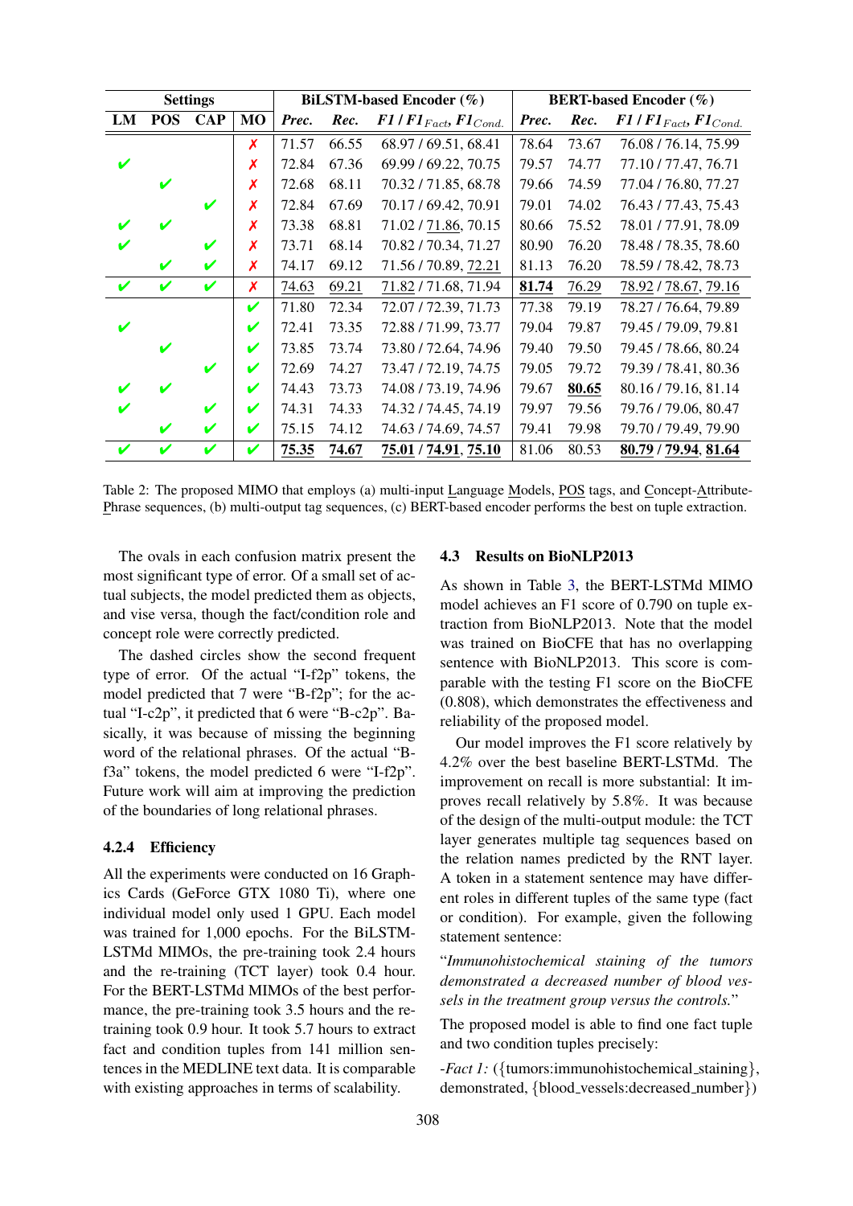| Settings | | | | BiLSTM-based Encoder (%) | | | BERT-based Encoder (%) | | |
|---|---|---|---|---|---|---|---|---|---|
| LM | POS | CAP | MO | *Prec.* | *Rec.* | *F1* / *F1*$_{Fact}$, *F1*$_{Cond.}$ | *Prec.* | *Rec.* | *F1* / *F1*$_{Fact}$, *F1*$_{Cond.}$ |
| | | | ✗ | 71.57 | 66.55 | 68.97 / 69.51, 68.41 | 78.64 | 73.67 | 76.08 / 76.14, 75.99 |
| ✔ | | | ✗ | 72.84 | 67.36 | 69.99 / 69.22, 70.75 | 79.57 | 74.77 | 77.10 / 77.47, 76.71 |
| | ✔ | | ✗ | 72.68 | 68.11 | 70.32 / 71.85, 68.78 | 79.66 | 74.59 | 77.04 / 76.80, 77.27 |
| | | ✔ | ✗ | 72.84 | 67.69 | 70.17 / 69.42, 70.91 | 79.01 | 74.02 | 76.43 / 77.43, 75.43 |
| ✔ | ✔ | | ✗ | 73.38 | 68.81 | 71.02 / <u>71.86</u>, 70.15 | 80.66 | 75.52 | 78.01 / 77.91, 78.09 |
| ✔ | | ✔ | ✗ | 73.71 | 68.14 | 70.82 / 70.34, 71.27 | 80.90 | 76.20 | 78.48 / 78.35, 78.60 |
| | ✔ | ✔ | ✗ | 74.17 | 69.12 | 71.56 / 70.89, <u>72.21</u> | 81.13 | 76.20 | 78.59 / 78.42, 78.73 |
| ✔ | ✔ | ✔ | ✗ | <u>74.63</u> | <u>69.21</u> | <u>71.82</u> / 71.68, 71.94 | <u>**81.74**</u> | <u>76.29</u> | <u>78.92</u> / <u>78.67</u>, <u>79.16</u> |
| | | | ✔ | 71.80 | 72.34 | 72.07 / 72.39, 71.73 | 77.38 | 79.19 | 78.27 / 76.64, 79.89 |
| ✔ | | | ✔ | 72.41 | 73.35 | 72.88 / 71.99, 73.77 | 79.04 | 79.87 | 79.45 / 79.09, 79.81 |
| | ✔ | | ✔ | 73.85 | 73.74 | 73.80 / 72.64, 74.96 | 79.40 | 79.50 | 79.45 / 78.66, 80.24 |
| | | ✔ | ✔ | 72.69 | 74.27 | 73.47 / 72.19, 74.75 | 79.05 | 79.72 | 79.39 / 78.41, 80.36 |
| ✔ | ✔ | | ✔ | 74.43 | 73.73 | 74.08 / 73.19, 74.96 | 79.67 | <u>**80.65**</u> | 80.16 / 79.16, 81.14 |
| ✔ | | ✔ | ✔ | 74.31 | 74.33 | 74.32 / 74.45, 74.19 | 79.97 | 79.56 | 79.76 / 79.06, 80.47 |
| | ✔ | ✔ | ✔ | 75.15 | 74.12 | 74.63 / 74.69, 74.57 | 79.41 | 79.98 | 79.70 / 79.49, 79.90 |
| ✔ | ✔ | ✔ | ✔ | <u>**75.35**</u> | <u>**74.67**</u> | <u>**75.01**</u> / <u>**74.91**</u>, <u>**75.10**</u> | 81.06 | 80.53 | <u>**80.79**</u> / <u>**79.94**</u>, <u>**81.64**</u> |

Table 2: The proposed MIMO that employs (a) multi-input Language Models, POS tags, and Concept-Attribute-Phrase sequences, (b) multi-output tag sequences, (c) BERT-based encoder performs the best on tuple extraction.

The ovals in each confusion matrix present the most significant type of error. Of a small set of actual subjects, the model predicted them as objects, and vise versa, though the fact/condition role and concept role were correctly predicted.

The dashed circles show the second frequent type of error. Of the actual "I-f2p" tokens, the model predicted that 7 were "B-f2p"; for the actual "I-c2p", it predicted that 6 were "B-c2p". Basically, it was because of missing the beginning word of the relational phrases. Of the actual "B-f3a" tokens, the model predicted 6 were "I-f2p". Future work will aim at improving the prediction of the boundaries of long relational phrases.

#### 4.2.4 Efficiency

All the experiments were conducted on 16 Graphics Cards (GeForce GTX 1080 Ti), where one individual model only used 1 GPU. Each model was trained for 1,000 epochs. For the BiLSTM-LSTMd MIMOs, the pre-training took 2.4 hours and the re-training (TCT layer) took 0.4 hour. For the BERT-LSTMd MIMOs of the best performance, the pre-training took 3.5 hours and the re-training took 0.9 hour. It took 5.7 hours to extract fact and condition tuples from 141 million sentences in the MEDLINE text data. It is comparable with existing approaches in terms of scalability.

### 4.3 Results on BioNLP2013

As shown in Table 3, the BERT-LSTMd MIMO model achieves an F1 score of 0.790 on tuple extraction from BioNLP2013. Note that the model was trained on BioCFE that has no overlapping sentence with BioNLP2013. This score is comparable with the testing F1 score on the BioCFE (0.808), which demonstrates the effectiveness and reliability of the proposed model.

Our model improves the F1 score relatively by 4.2% over the best baseline BERT-LSTMd. The improvement on recall is more substantial: It improves recall relatively by 5.8%. It was because of the design of the multi-output module: the TCT layer generates multiple tag sequences based on the relation names predicted by the RNT layer. A token in a statement sentence may have different roles in different tuples of the same type (fact or condition). For example, given the following statement sentence:

"*Immunohistochemical staining of the tumors demonstrated a decreased number of blood vessels in the treatment group versus the controls.*"

The proposed model is able to find one fact tuple and two condition tuples precisely:

-*Fact 1:* ({tumors:immunohistochemical_staining}, demonstrated, {blood_vessels:decreased_number})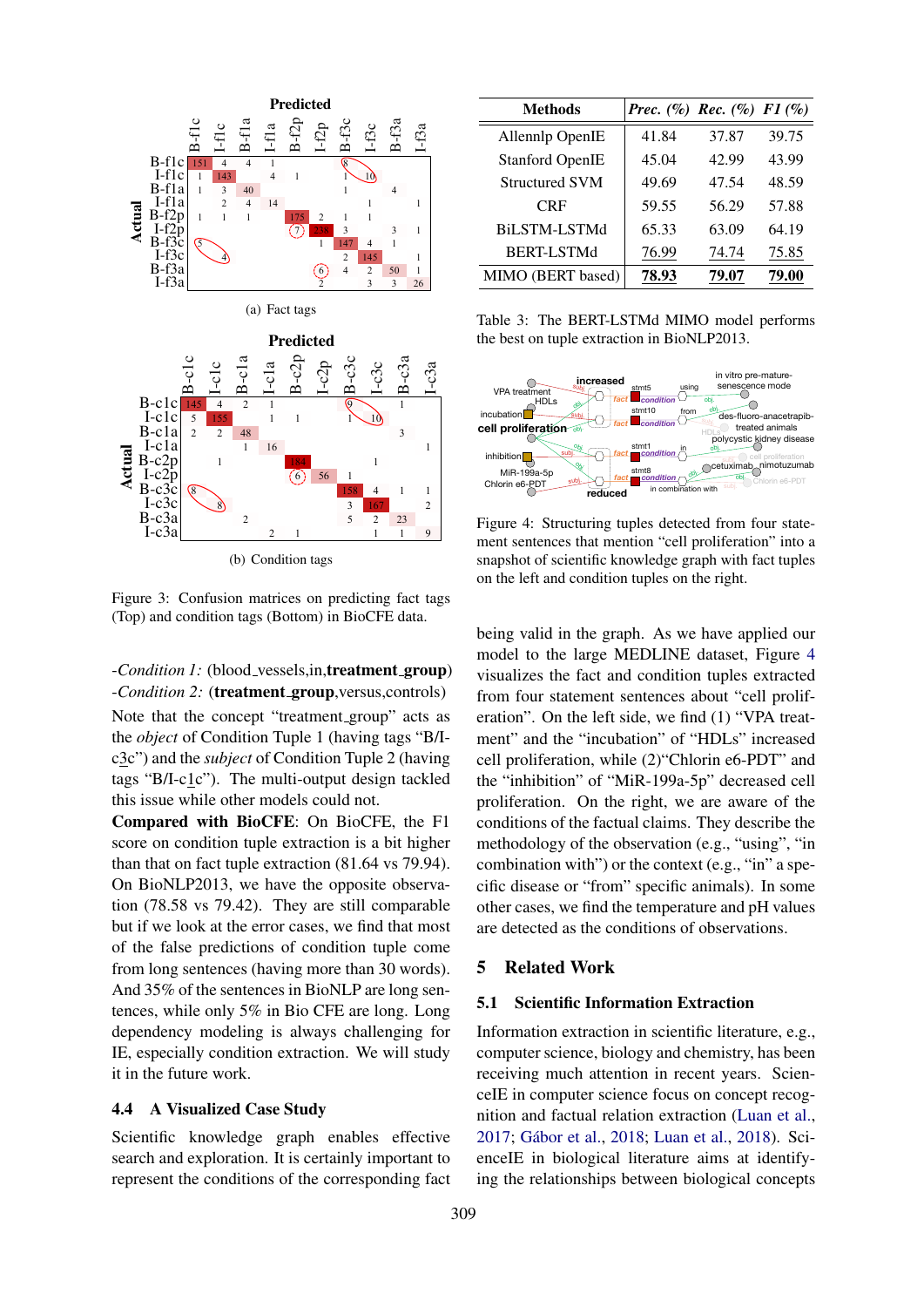(a) Fact tags

(b) Condition tags

Figure 3: Confusion matrices on predicting fact tags (Top) and condition tags (Bottom) in BioCFE data.

-*Condition 1:* (blood_vessels,in,**treatment_group**)
-*Condition 2:* (**treatment_group**,versus,controls)

Note that the concept "treatment_group" acts as the *object* of Condition Tuple 1 (having tags "B/I-c3c") and the *subject* of Condition Tuple 2 (having tags "B/I-c1c"). The multi-output design tackled this issue while other models could not.

**Compared with BioCFE**: On BioCFE, the F1 score on condition tuple extraction is a bit higher than that on fact tuple extraction (81.64 vs 79.94). On BioNLP2013, we have the opposite observation (78.58 vs 79.42). They are still comparable but if we look at the error cases, we find that most of the false predictions of condition tuple come from long sentences (having more than 30 words). And 35% of the sentences in BioNLP are long sentences, while only 5% in Bio CFE are long. Long dependency modeling is always challenging for IE, especially condition extraction. We will study it in the future work.

### 4.4 A Visualized Case Study

Scientific knowledge graph enables effective search and exploration. It is certainly important to represent the conditions of the corresponding fact being valid in the graph. As we have applied our model to the large MEDLINE dataset, Figure 4 visualizes the fact and condition tuples extracted from four statement sentences about "cell proliferation". On the left side, we find (1) "VPA treatment" and the "incubation" of "HDLs" increased cell proliferation, while (2)"Chlorin e6-PDT" and the "inhibition" of "MiR-199a-5p" decreased cell proliferation. On the right, we are aware of the conditions of the factual claims. They describe the methodology of the observation (e.g., "using", "in combination with") or the context (e.g., "in" a specific disease or "from" specific animals). In some other cases, we find the temperature and pH values are detected as the conditions of observations.

| Methods | *Prec. (%)* | *Rec. (%)* | *F1 (%)* |
|---|---|---|---|
| Allennlp OpenIE | 41.84 | 37.87 | 39.75 |
| Stanford OpenIE | 45.04 | 42.99 | 43.99 |
| Structured SVM | 49.69 | 47.54 | 48.59 |
| CRF | 59.55 | 56.29 | 57.88 |
| BiLSTM-LSTMd | 65.33 | 63.09 | 64.19 |
| BERT-LSTMd | 76.99 | 74.74 | 75.85 |
| MIMO (BERT based) | **78.93** | **79.07** | **79.00** |

Table 3: The BERT-LSTMd MIMO model performs the best on tuple extraction in BioNLP2013.

Figure 4: Structuring tuples detected from four statement sentences that mention "cell proliferation" into a snapshot of scientific knowledge graph with fact tuples on the left and condition tuples on the right.

## 5 Related Work

### 5.1 Scientific Information Extraction

Information extraction in scientific literature, e.g., computer science, biology and chemistry, has been receiving much attention in recent years. ScienceIE in computer science focus on concept recognition and factual relation extraction (Luan et al., 2017; Gábor et al., 2018; Luan et al., 2018). ScienceIE in biological literature aims at identifying the relationships between biological concepts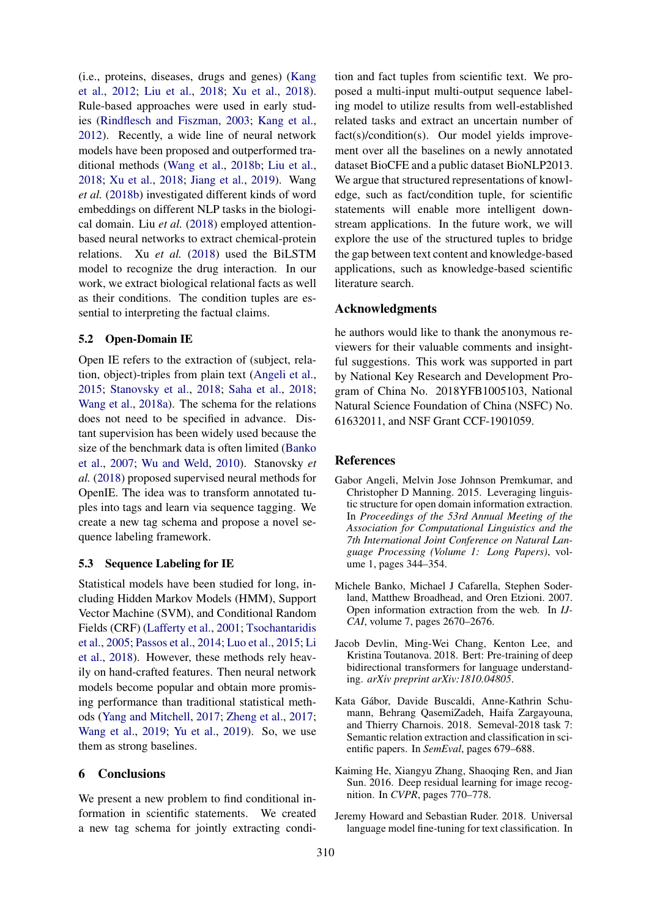(i.e., proteins, diseases, drugs and genes) (Kang et al., 2012; Liu et al., 2018; Xu et al., 2018). Rule-based approaches were used in early studies (Rindflesch and Fiszman, 2003; Kang et al., 2012). Recently, a wide line of neural network models have been proposed and outperformed traditional methods (Wang et al., 2018b; Liu et al., 2018; Xu et al., 2018; Jiang et al., 2019). Wang *et al.* (2018b) investigated different kinds of word embeddings on different NLP tasks in the biological domain. Liu *et al.* (2018) employed attention-based neural networks to extract chemical-protein relations. Xu *et al.* (2018) used the BiLSTM model to recognize the drug interaction. In our work, we extract biological relational facts as well as their conditions. The condition tuples are essential to interpreting the factual claims.

### 5.2 Open-Domain IE

Open IE refers to the extraction of (subject, relation, object)-triples from plain text (Angeli et al., 2015; Stanovsky et al., 2018; Saha et al., 2018; Wang et al., 2018a). The schema for the relations does not need to be specified in advance. Distant supervision has been widely used because the size of the benchmark data is often limited (Banko et al., 2007; Wu and Weld, 2010). Stanovsky *et al.* (2018) proposed supervised neural methods for OpenIE. The idea was to transform annotated tuples into tags and learn via sequence tagging. We create a new tag schema and propose a novel sequence labeling framework.

### 5.3 Sequence Labeling for IE

Statistical models have been studied for long, including Hidden Markov Models (HMM), Support Vector Machine (SVM), and Conditional Random Fields (CRF) (Lafferty et al., 2001; Tsochantaridis et al., 2005; Passos et al., 2014; Luo et al., 2015; Li et al., 2018). However, these methods rely heavily on hand-crafted features. Then neural network models become popular and obtain more promising performance than traditional statistical methods (Yang and Mitchell, 2017; Zheng et al., 2017; Wang et al., 2019; Yu et al., 2019). So, we use them as strong baselines.

## 6 Conclusions

We present a new problem to find conditional information in scientific statements. We created a new tag schema for jointly extracting condition and fact tuples from scientific text. We proposed a multi-input multi-output sequence labeling model to utilize results from well-established related tasks and extract an uncertain number of fact(s)/condition(s). Our model yields improvement over all the baselines on a newly annotated dataset BioCFE and a public dataset BioNLP2013. We argue that structured representations of knowledge, such as fact/condition tuple, for scientific statements will enable more intelligent downstream applications. In the future work, we will explore the use of the structured tuples to bridge the gap between text content and knowledge-based applications, such as knowledge-based scientific literature search.

## Acknowledgments

he authors would like to thank the anonymous reviewers for their valuable comments and insightful suggestions. This work was supported in part by National Key Research and Development Program of China No. 2018YFB1005103, National Natural Science Foundation of China (NSFC) No. 61632011, and NSF Grant CCF-1901059.

## References

Gabor Angeli, Melvin Jose Johnson Premkumar, and Christopher D Manning. 2015. Leveraging linguistic structure for open domain information extraction. In *Proceedings of the 53rd Annual Meeting of the Association for Computational Linguistics and the 7th International Joint Conference on Natural Language Processing (Volume 1: Long Papers)*, volume 1, pages 344–354.

Michele Banko, Michael J Cafarella, Stephen Soderland, Matthew Broadhead, and Oren Etzioni. 2007. Open information extraction from the web. In *IJCAI*, volume 7, pages 2670–2676.

Jacob Devlin, Ming-Wei Chang, Kenton Lee, and Kristina Toutanova. 2018. Bert: Pre-training of deep bidirectional transformers for language understanding. *arXiv preprint arXiv:1810.04805*.

Kata Gábor, Davide Buscaldi, Anne-Kathrin Schumann, Behrang QasemiZadeh, Haifa Zargayouna, and Thierry Charnois. 2018. Semeval-2018 task 7: Semantic relation extraction and classification in scientific papers. In *SemEval*, pages 679–688.

Kaiming He, Xiangyu Zhang, Shaoqing Ren, and Jian Sun. 2016. Deep residual learning for image recognition. In *CVPR*, pages 770–778.

Jeremy Howard and Sebastian Ruder. 2018. Universal language model fine-tuning for text classification. In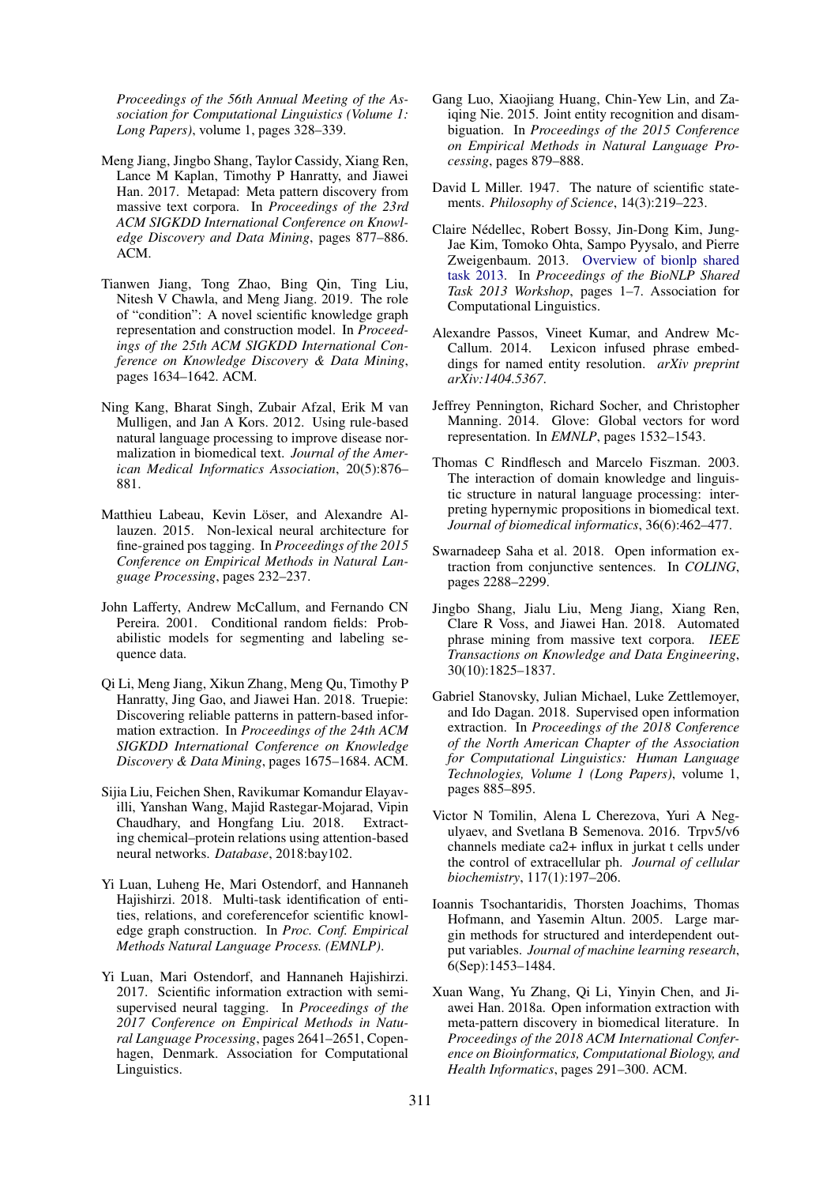*Proceedings of the 56th Annual Meeting of the Association for Computational Linguistics (Volume 1: Long Papers)*, volume 1, pages 328–339.

Meng Jiang, Jingbo Shang, Taylor Cassidy, Xiang Ren, Lance M Kaplan, Timothy P Hanratty, and Jiawei Han. 2017. Metapad: Meta pattern discovery from massive text corpora. In *Proceedings of the 23rd ACM SIGKDD International Conference on Knowledge Discovery and Data Mining*, pages 877–886. ACM.

Tianwen Jiang, Tong Zhao, Bing Qin, Ting Liu, Nitesh V Chawla, and Meng Jiang. 2019. The role of "condition": A novel scientific knowledge graph representation and construction model. In *Proceedings of the 25th ACM SIGKDD International Conference on Knowledge Discovery & Data Mining*, pages 1634–1642. ACM.

Ning Kang, Bharat Singh, Zubair Afzal, Erik M van Mulligen, and Jan A Kors. 2012. Using rule-based natural language processing to improve disease normalization in biomedical text. *Journal of the American Medical Informatics Association*, 20(5):876–881.

Matthieu Labeau, Kevin Löser, and Alexandre Allauzen. 2015. Non-lexical neural architecture for fine-grained pos tagging. In *Proceedings of the 2015 Conference on Empirical Methods in Natural Language Processing*, pages 232–237.

John Lafferty, Andrew McCallum, and Fernando CN Pereira. 2001. Conditional random fields: Probabilistic models for segmenting and labeling sequence data.

Qi Li, Meng Jiang, Xikun Zhang, Meng Qu, Timothy P Hanratty, Jing Gao, and Jiawei Han. 2018. Truepie: Discovering reliable patterns in pattern-based information extraction. In *Proceedings of the 24th ACM SIGKDD International Conference on Knowledge Discovery & Data Mining*, pages 1675–1684. ACM.

Sijia Liu, Feichen Shen, Ravikumar Komandur Elayavilli, Yanshan Wang, Majid Rastegar-Mojarad, Vipin Chaudhary, and Hongfang Liu. 2018. Extracting chemical–protein relations using attention-based neural networks. *Database*, 2018:bay102.

Yi Luan, Luheng He, Mari Ostendorf, and Hannaneh Hajishirzi. 2018. Multi-task identification of entities, relations, and coreferencefor scientific knowledge graph construction. In *Proc. Conf. Empirical Methods Natural Language Process. (EMNLP)*.

Yi Luan, Mari Ostendorf, and Hannaneh Hajishirzi. 2017. Scientific information extraction with semi-supervised neural tagging. In *Proceedings of the 2017 Conference on Empirical Methods in Natural Language Processing*, pages 2641–2651, Copenhagen, Denmark. Association for Computational Linguistics.

Gang Luo, Xiaojiang Huang, Chin-Yew Lin, and Zaiqing Nie. 2015. Joint entity recognition and disambiguation. In *Proceedings of the 2015 Conference on Empirical Methods in Natural Language Processing*, pages 879–888.

David L Miller. 1947. The nature of scientific statements. *Philosophy of Science*, 14(3):219–223.

Claire Nédellec, Robert Bossy, Jin-Dong Kim, Jung-Jae Kim, Tomoko Ohta, Sampo Pyysalo, and Pierre Zweigenbaum. 2013. Overview of bionlp shared task 2013. In *Proceedings of the BioNLP Shared Task 2013 Workshop*, pages 1–7. Association for Computational Linguistics.

Alexandre Passos, Vineet Kumar, and Andrew McCallum. 2014. Lexicon infused phrase embeddings for named entity resolution. *arXiv preprint arXiv:1404.5367*.

Jeffrey Pennington, Richard Socher, and Christopher Manning. 2014. Glove: Global vectors for word representation. In *EMNLP*, pages 1532–1543.

Thomas C Rindflesch and Marcelo Fiszman. 2003. The interaction of domain knowledge and linguistic structure in natural language processing: interpreting hypernymic propositions in biomedical text. *Journal of biomedical informatics*, 36(6):462–477.

Swarnadeep Saha et al. 2018. Open information extraction from conjunctive sentences. In *COLING*, pages 2288–2299.

Jingbo Shang, Jialu Liu, Meng Jiang, Xiang Ren, Clare R Voss, and Jiawei Han. 2018. Automated phrase mining from massive text corpora. *IEEE Transactions on Knowledge and Data Engineering*, 30(10):1825–1837.

Gabriel Stanovsky, Julian Michael, Luke Zettlemoyer, and Ido Dagan. 2018. Supervised open information extraction. In *Proceedings of the 2018 Conference of the North American Chapter of the Association for Computational Linguistics: Human Language Technologies, Volume 1 (Long Papers)*, volume 1, pages 885–895.

Victor N Tomilin, Alena L Cherezova, Yuri A Negulyaev, and Svetlana B Semenova. 2016. Trpv5/v6 channels mediate ca2+ influx in jurkat t cells under the control of extracellular ph. *Journal of cellular biochemistry*, 117(1):197–206.

Ioannis Tsochantaridis, Thorsten Joachims, Thomas Hofmann, and Yasemin Altun. 2005. Large margin methods for structured and interdependent output variables. *Journal of machine learning research*, 6(Sep):1453–1484.

Xuan Wang, Yu Zhang, Qi Li, Yinyin Chen, and Jiawei Han. 2018a. Open information extraction with meta-pattern discovery in biomedical literature. In *Proceedings of the 2018 ACM International Conference on Bioinformatics, Computational Biology, and Health Informatics*, pages 291–300. ACM.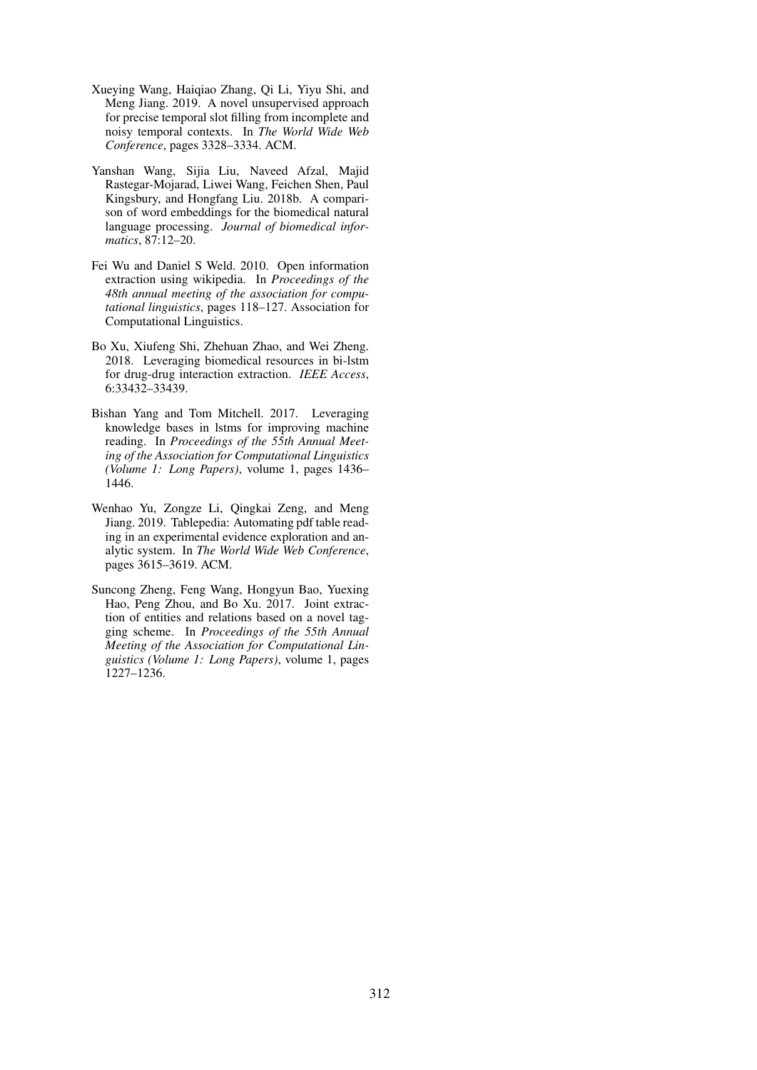Xueying Wang, Haiqiao Zhang, Qi Li, Yiyu Shi, and Meng Jiang. 2019. A novel unsupervised approach for precise temporal slot filling from incomplete and noisy temporal contexts. In *The World Wide Web Conference*, pages 3328–3334. ACM.

Yanshan Wang, Sijia Liu, Naveed Afzal, Majid Rastegar-Mojarad, Liwei Wang, Feichen Shen, Paul Kingsbury, and Hongfang Liu. 2018b. A comparison of word embeddings for the biomedical natural language processing. *Journal of biomedical informatics*, 87:12–20.

Fei Wu and Daniel S Weld. 2010. Open information extraction using wikipedia. In *Proceedings of the 48th annual meeting of the association for computational linguistics*, pages 118–127. Association for Computational Linguistics.

Bo Xu, Xiufeng Shi, Zhehuan Zhao, and Wei Zheng. 2018. Leveraging biomedical resources in bi-lstm for drug-drug interaction extraction. *IEEE Access*, 6:33432–33439.

Bishan Yang and Tom Mitchell. 2017. Leveraging knowledge bases in lstms for improving machine reading. In *Proceedings of the 55th Annual Meeting of the Association for Computational Linguistics (Volume 1: Long Papers)*, volume 1, pages 1436–1446.

Wenhao Yu, Zongze Li, Qingkai Zeng, and Meng Jiang. 2019. Tablepedia: Automating pdf table reading in an experimental evidence exploration and analytic system. In *The World Wide Web Conference*, pages 3615–3619. ACM.

Suncong Zheng, Feng Wang, Hongyun Bao, Yuexing Hao, Peng Zhou, and Bo Xu. 2017. Joint extraction of entities and relations based on a novel tagging scheme. In *Proceedings of the 55th Annual Meeting of the Association for Computational Linguistics (Volume 1: Long Papers)*, volume 1, pages 1227–1236.